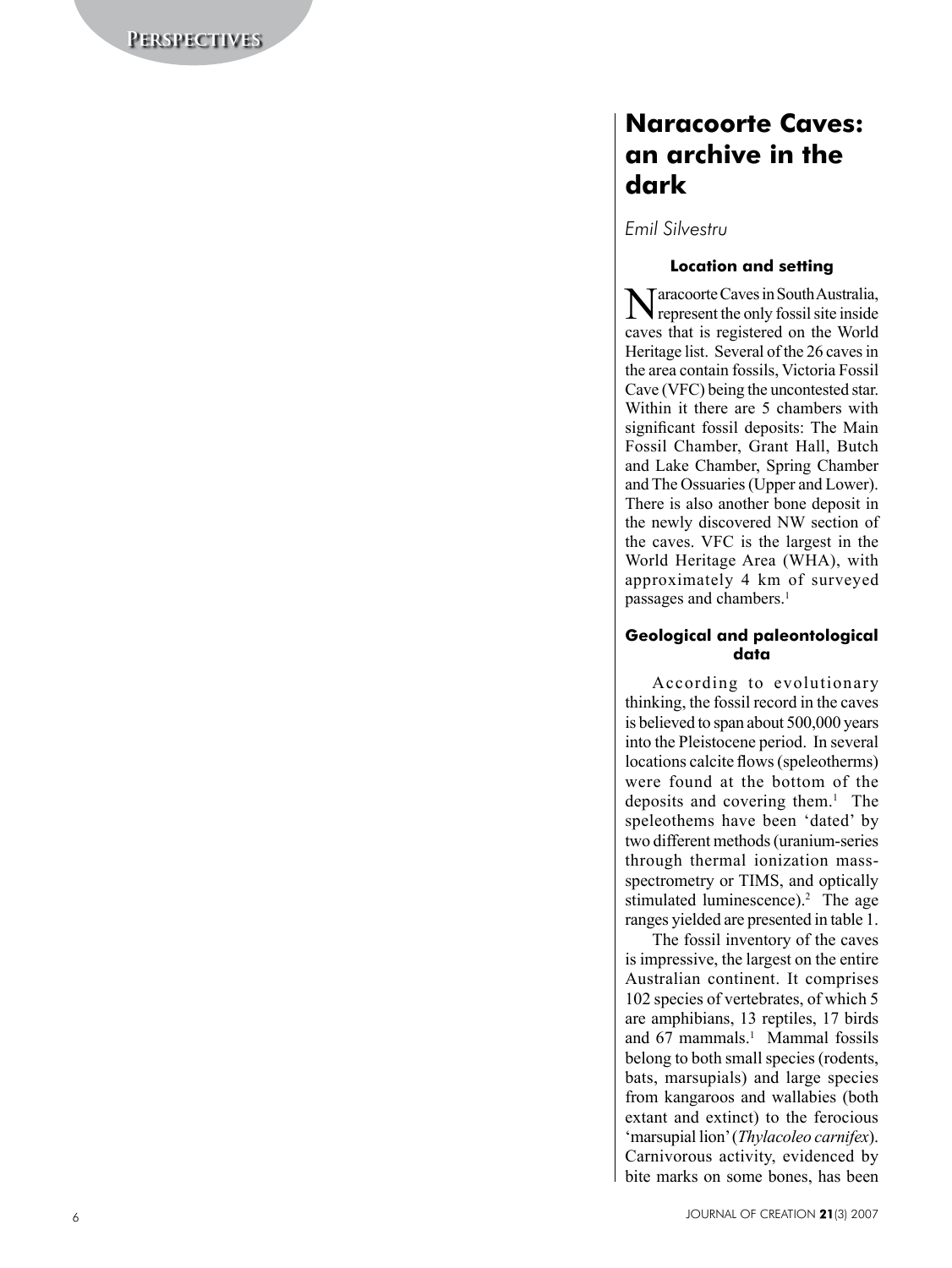# Naracoorte Caves: an archive in the dark

*Emil Silvestru*

## Location and setting

Naracoorte Caves in South Australia, represent the only fossil site inside caves that is registered on the World Heritage list. Several of the 26 caves in the area contain fossils, Victoria Fossil Cave (VFC) being the uncontested star. Within it there are 5 chambers with significant fossil deposits: The Main Fossil Chamber, Grant Hall, Butch and Lake Chamber, Spring Chamber and The Ossuaries (Upper and Lower). There is also another bone deposit in the newly discovered NW section of the caves. VFC is the largest in the World Heritage Area (WHA), with approximately 4 km of surveyed passages and chambers.[1]

## Geological and paleontological data

According to evolutionary thinking, the fossil record in the caves is believed to span about 500,000 years into the Pleistocene period. In several locations calcite flows (speleotherms) were found at the bottom of the deposits and covering them.[1] The speleothems have been 'dated' by two different methods (uranium-series through thermal ionization mass-spectrometry or TIMS, and optically stimulated luminescence).[2] The age ranges yielded are presented in table 1.

The fossil inventory of the caves is impressive, the largest on the entire Australian continent. It comprises 102 species of vertebrates, of which 5 are amphibians, 13 reptiles, 17 birds and 67 mammals.[1] Mammal fossils belong to both small species (rodents, bats, marsupials) and large species from kangaroos and wallabies (both extant and extinct) to the ferocious 'marsupial lion' (*Thylacoleo carnifex*). Carnivorous activity, evidenced by bite marks on some bones, has been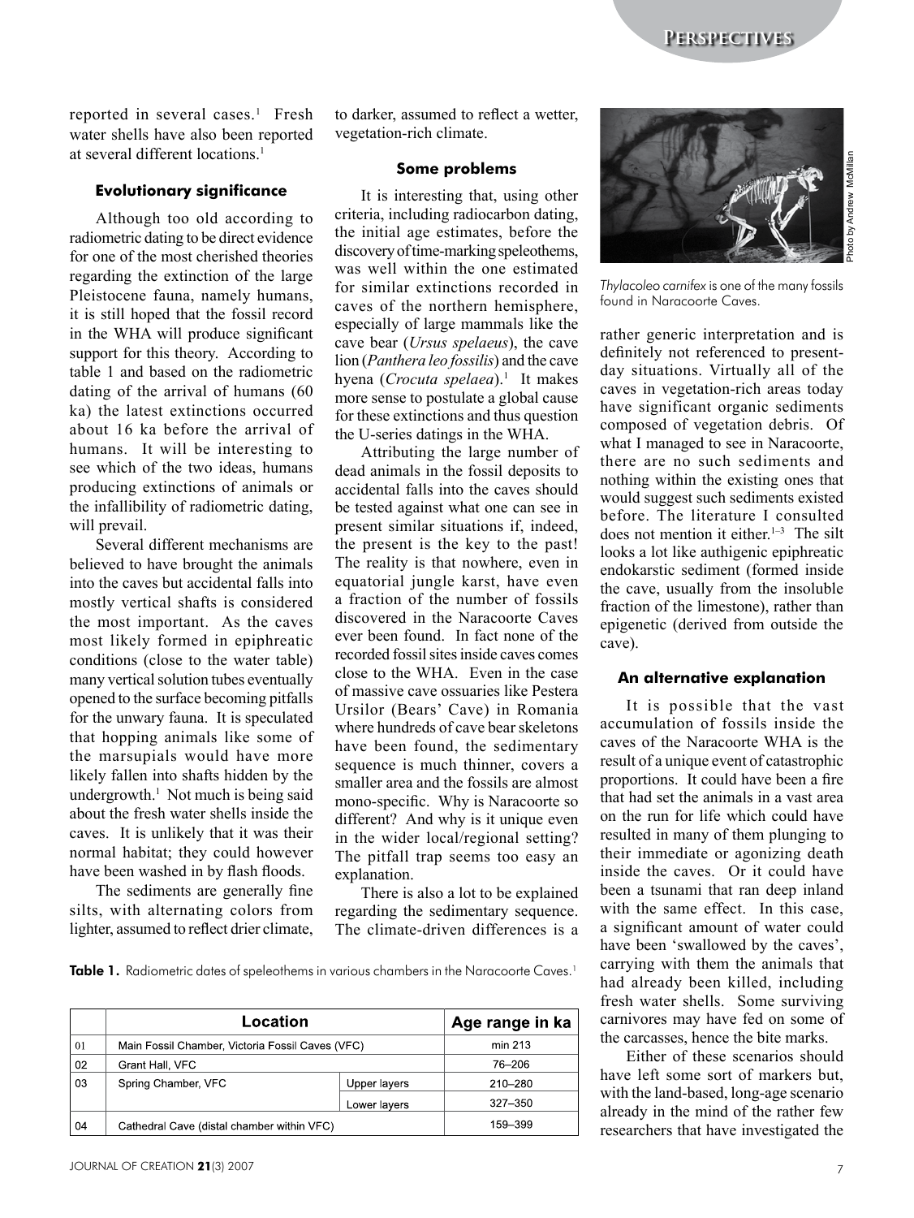reported in several cases.[1] Fresh water shells have also been reported at several different locations.[1]

### Evolutionary significance

Although too old according to radiometric dating to be direct evidence for one of the most cherished theories regarding the extinction of the large Pleistocene fauna, namely humans, it is still hoped that the fossil record in the WHA will produce significant support for this theory. According to table 1 and based on the radiometric dating of the arrival of humans (60 ka) the latest extinctions occurred about 16 ka before the arrival of humans. It will be interesting to see which of the two ideas, humans producing extinctions of animals or the infallibility of radiometric dating, will prevail.

Several different mechanisms are believed to have brought the animals into the caves but accidental falls into mostly vertical shafts is considered the most important. As the caves most likely formed in epiphreatic conditions (close to the water table) many vertical solution tubes eventually opened to the surface becoming pitfalls for the unwary fauna. It is speculated that hopping animals like some of the marsupials would have more likely fallen into shafts hidden by the undergrowth.[1] Not much is being said about the fresh water shells inside the caves. It is unlikely that it was their normal habitat; they could however have been washed in by flash floods.

The sediments are generally fine silts, with alternating colors from lighter, assumed to reflect drier climate, to darker, assumed to reflect a wetter, vegetation-rich climate.

### Some problems

It is interesting that, using other criteria, including radiocarbon dating, the initial age estimates, before the discovery of time-marking speleothems, was well within the one estimated for similar extinctions recorded in caves of the northern hemisphere, especially of large mammals like the cave bear (*Ursus spelaeus*), the cave lion (*Panthera leo fossilis*) and the cave hyena (*Crocuta spelaea*).[1] It makes more sense to postulate a global cause for these extinctions and thus question the U-series datings in the WHA.

Attributing the large number of dead animals in the fossil deposits to accidental falls into the caves should be tested against what one can see in present similar situations if, indeed, the present is the key to the past! The reality is that nowhere, even in equatorial jungle karst, have even a fraction of the number of fossils discovered in the Naracoorte Caves ever been found. In fact none of the recorded fossil sites inside caves comes close to the WHA. Even in the case of massive cave ossuaries like Pestera Ursilor (Bears' Cave) in Romania where hundreds of cave bear skeletons have been found, the sedimentary sequence is much thinner, covers a smaller area and the fossils are almost mono-specific. Why is Naracoorte so different? And why is it unique even in the wider local/regional setting? The pitfall trap seems too easy an explanation.

There is also a lot to be explained regarding the sedimentary sequence. The climate-driven differences is a rather generic interpretation and is definitely not referenced to present-day situations. Virtually all of the caves in vegetation-rich areas today have significant organic sediments composed of vegetation debris. Of what I managed to see in Naracoorte, there are no such sediments and nothing within the existing ones that would suggest such sediments existed before. The literature I consulted does not mention it either.[1–3] The silt looks a lot like authigenic epiphreatic endokarstic sediment (formed inside the cave, usually from the insoluble fraction of the limestone), rather than epigenetic (derived from outside the cave).

*Thylacoleo carnifex* is one of the many fossils found in Naracoorte Caves.

Photo by Andrew McMillan

### An alternative explanation

It is possible that the vast accumulation of fossils inside the caves of the Naracoorte WHA is the result of a unique event of catastrophic proportions. It could have been a fire that had set the animals in a vast area on the run for life which could have resulted in many of them plunging to their immediate or agonizing death inside the caves. Or it could have been a tsunami that ran deep inland with the same effect. In this case, a significant amount of water could have been 'swallowed by the caves', carrying with them the animals that had already been killed, including fresh water shells. Some surviving carnivores may have fed on some of the carcasses, hence the bite marks.

Either of these scenarios should have left some sort of markers but, with the land-based, long-age scenario already in the mind of the rather few researchers that have investigated the

**Table 1.** Radiometric dates of speleothems in various chambers in the Naracoorte Caves.[1]

| | Location | | Age range in ka |
|---|---|---|---|
| 01 | Main Fossil Chamber, Victoria Fossil Caves (VFC) | | min 213 |
| 02 | Grant Hall, VFC | | 76–206 |
| 03 | Spring Chamber, VFC | Upper layers | 210–280 |
| | | Lower layers | 327–350 |
| 04 | Cathedral Cave (distal chamber within VFC) | | 159–399 |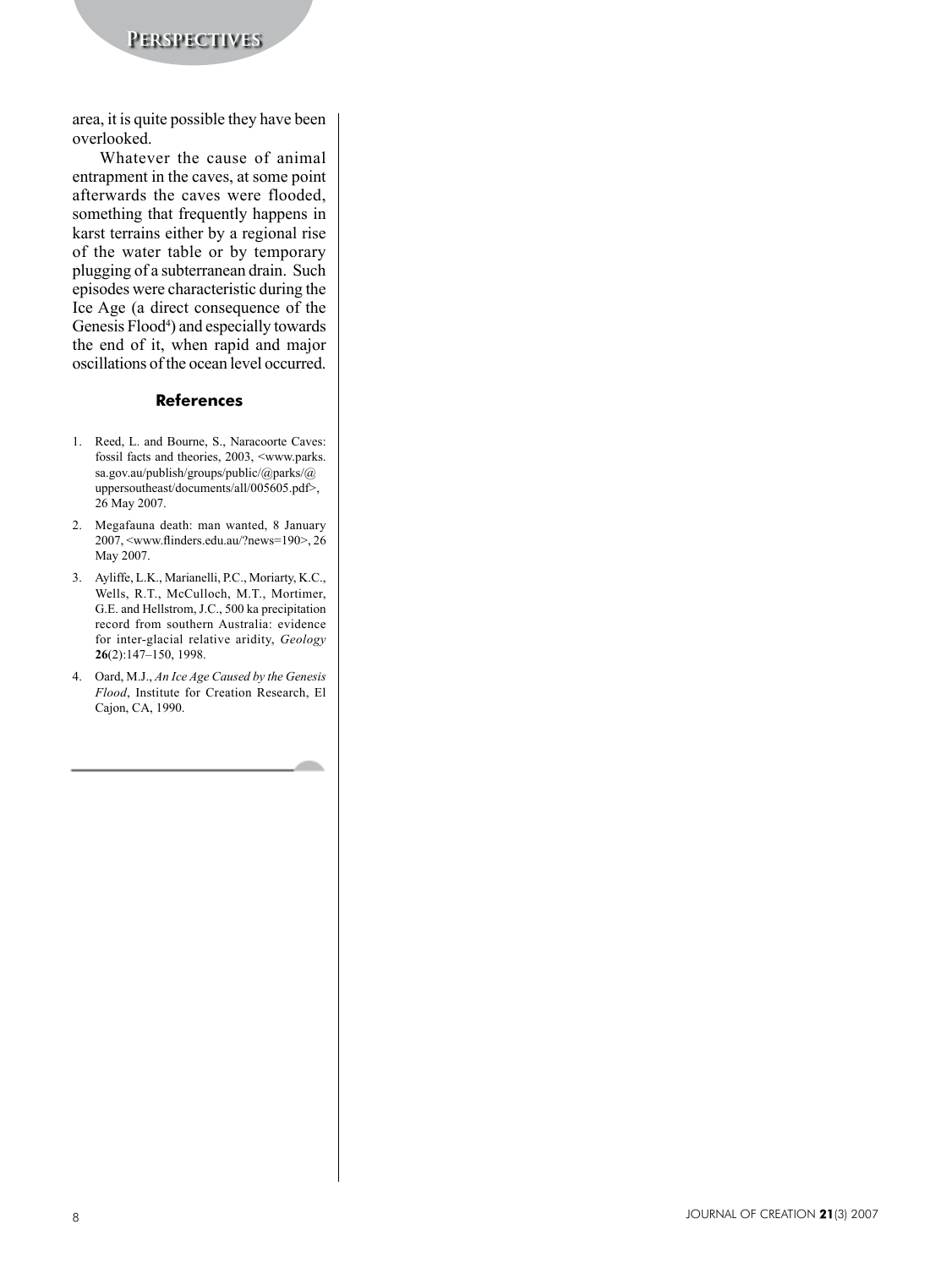area, it is quite possible they have been overlooked.

Whatever the cause of animal entrapment in the caves, at some point afterwards the caves were flooded, something that frequently happens in karst terrains either by a regional rise of the water table or by temporary plugging of a subterranean drain. Such episodes were characteristic during the Ice Age (a direct consequence of the Genesis Flood[4]) and especially towards the end of it, when rapid and major oscillations of the ocean level occurred.

## References

1. Reed, L. and Bourne, S., Naracoorte Caves: fossil facts and theories, 2003, <www.parks.sa.gov.au/publish/groups/public/@parks/@uppersoutheast/documents/all/005605.pdf>, 26 May 2007.
2. Megafauna death: man wanted, 8 January 2007, <www.flinders.edu.au/?news=190>, 26 May 2007.
3. Ayliffe, L.K., Marianelli, P.C., Moriarty, K.C., Wells, R.T., McCulloch, M.T., Mortimer, G.E. and Hellstrom, J.C., 500 ka precipitation record from southern Australia: evidence for inter-glacial relative aridity, *Geology* **26**(2):147–150, 1998.
4. Oard, M.J., *An Ice Age Caused by the Genesis Flood*, Institute for Creation Research, El Cajon, CA, 1990.